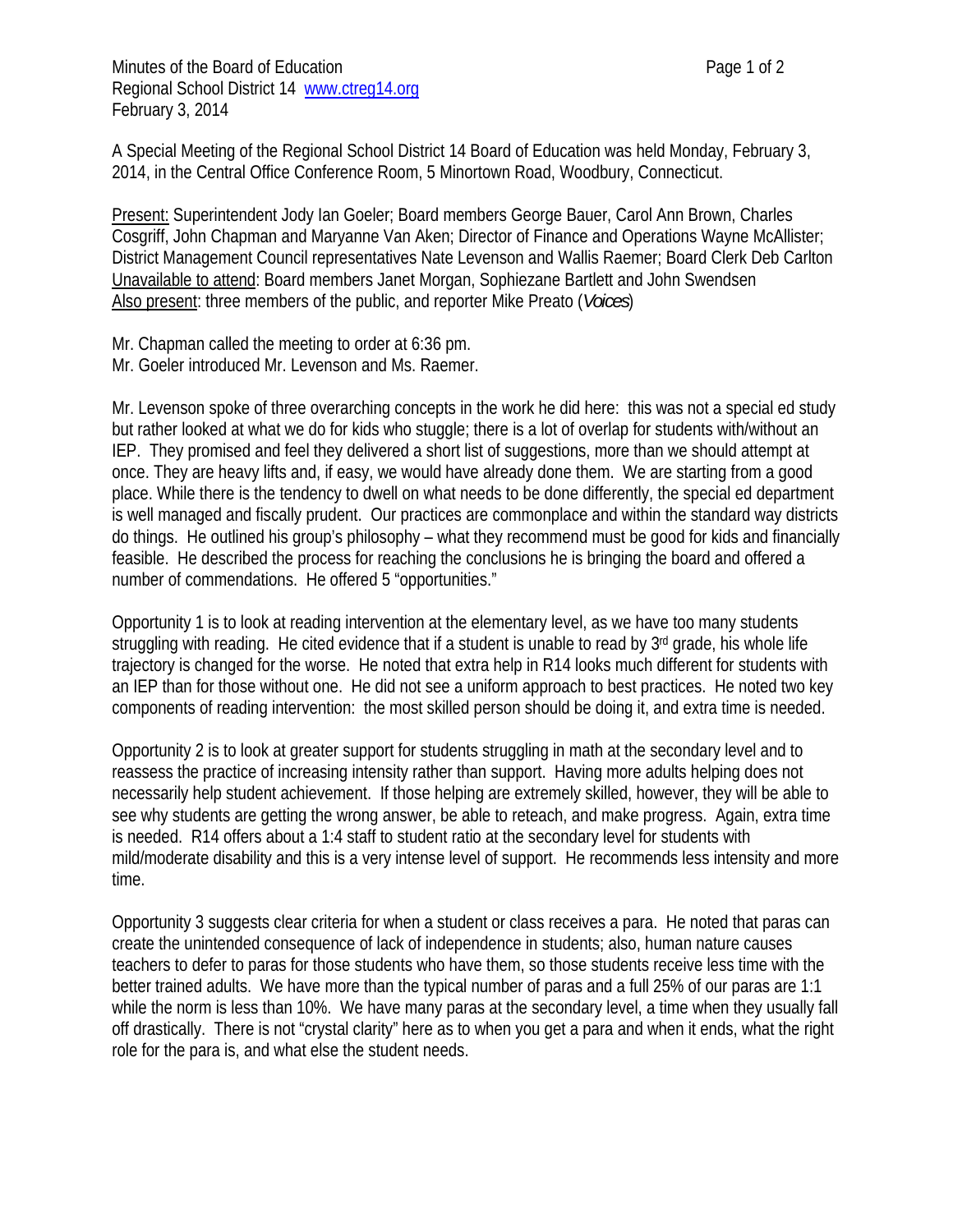Minutes of the Board of Education
Regional School District 14 www.ctreg14.org
February 3, 2014

A Special Meeting of the Regional School District 14 Board of Education was held Monday, February 3, 2014, in the Central Office Conference Room, 5 Minortown Road, Woodbury, Connecticut.

Present: Superintendent Jody Ian Goeler; Board members George Bauer, Carol Ann Brown, Charles Cosgriff, John Chapman and Maryanne Van Aken; Director of Finance and Operations Wayne McAllister; District Management Council representatives Nate Levenson and Wallis Raemer; Board Clerk Deb Carlton
Unavailable to attend: Board members Janet Morgan, Sophiezane Bartlett and John Swendsen
Also present: three members of the public, and reporter Mike Preato (*Voices*)

Mr. Chapman called the meeting to order at 6:36 pm.
Mr. Goeler introduced Mr. Levenson and Ms. Raemer.

Mr. Levenson spoke of three overarching concepts in the work he did here: this was not a special ed study but rather looked at what we do for kids who stuggle; there is a lot of overlap for students with/without an IEP. They promised and feel they delivered a short list of suggestions, more than we should attempt at once. They are heavy lifts and, if easy, we would have already done them. We are starting from a good place. While there is the tendency to dwell on what needs to be done differently, the special ed department is well managed and fiscally prudent. Our practices are commonplace and within the standard way districts do things. He outlined his group's philosophy – what they recommend must be good for kids and financially feasible. He described the process for reaching the conclusions he is bringing the board and offered a number of commendations. He offered 5 "opportunities."

Opportunity 1 is to look at reading intervention at the elementary level, as we have too many students struggling with reading. He cited evidence that if a student is unable to read by 3rd grade, his whole life trajectory is changed for the worse. He noted that extra help in R14 looks much different for students with an IEP than for those without one. He did not see a uniform approach to best practices. He noted two key components of reading intervention: the most skilled person should be doing it, and extra time is needed.

Opportunity 2 is to look at greater support for students struggling in math at the secondary level and to reassess the practice of increasing intensity rather than support. Having more adults helping does not necessarily help student achievement. If those helping are extremely skilled, however, they will be able to see why students are getting the wrong answer, be able to reteach, and make progress. Again, extra time is needed. R14 offers about a 1:4 staff to student ratio at the secondary level for students with mild/moderate disability and this is a very intense level of support. He recommends less intensity and more time.

Opportunity 3 suggests clear criteria for when a student or class receives a para. He noted that paras can create the unintended consequence of lack of independence in students; also, human nature causes teachers to defer to paras for those students who have them, so those students receive less time with the better trained adults. We have more than the typical number of paras and a full 25% of our paras are 1:1 while the norm is less than 10%. We have many paras at the secondary level, a time when they usually fall off drastically. There is not "crystal clarity" here as to when you get a para and when it ends, what the right role for the para is, and what else the student needs.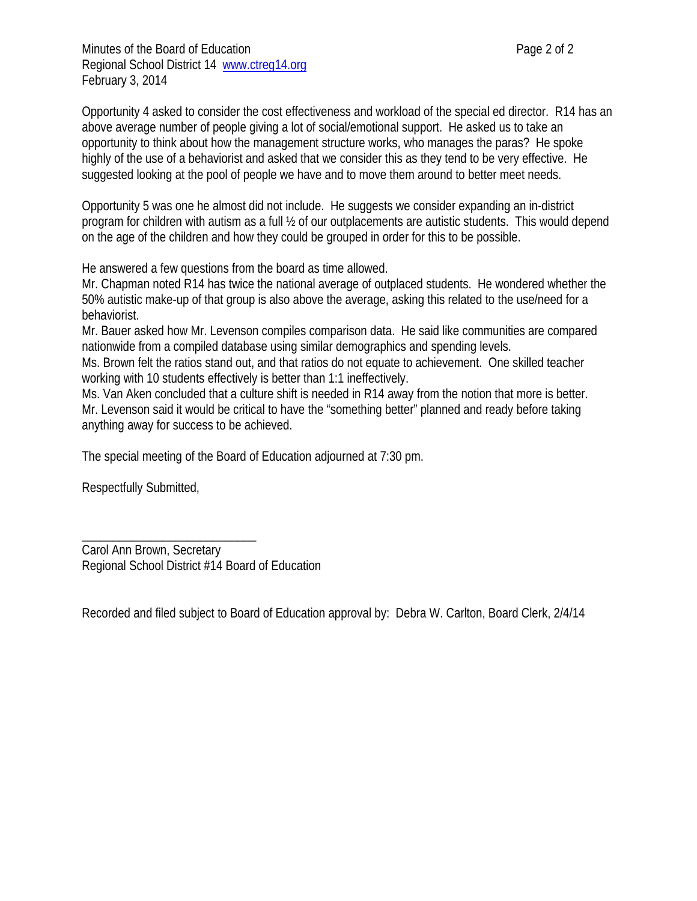Opportunity 4 asked to consider the cost effectiveness and workload of the special ed director. R14 has an above average number of people giving a lot of social/emotional support. He asked us to take an opportunity to think about how the management structure works, who manages the paras? He spoke highly of the use of a behaviorist and asked that we consider this as they tend to be very effective. He suggested looking at the pool of people we have and to move them around to better meet needs.

Opportunity 5 was one he almost did not include. He suggests we consider expanding an in-district program for children with autism as a full ½ of our outplacements are autistic students. This would depend on the age of the children and how they could be grouped in order for this to be possible.

He answered a few questions from the board as time allowed.
Mr. Chapman noted R14 has twice the national average of outplaced students. He wondered whether the 50% autistic make-up of that group is also above the average, asking this related to the use/need for a behaviorist.
Mr. Bauer asked how Mr. Levenson compiles comparison data. He said like communities are compared nationwide from a compiled database using similar demographics and spending levels.
Ms. Brown felt the ratios stand out, and that ratios do not equate to achievement. One skilled teacher working with 10 students effectively is better than 1:1 ineffectively.
Ms. Van Aken concluded that a culture shift is needed in R14 away from the notion that more is better.
Mr. Levenson said it would be critical to have the "something better" planned and ready before taking anything away for success to be achieved.

The special meeting of the Board of Education adjourned at 7:30 pm.

Respectfully Submitted,

\_\_\_\_\_\_\_\_\_\_\_\_\_\_\_\_\_\_\_\_\_\_\_\_\_\_\_\_

Carol Ann Brown, Secretary
Regional School District #14 Board of Education

Recorded and filed subject to Board of Education approval by: Debra W. Carlton, Board Clerk, 2/4/14